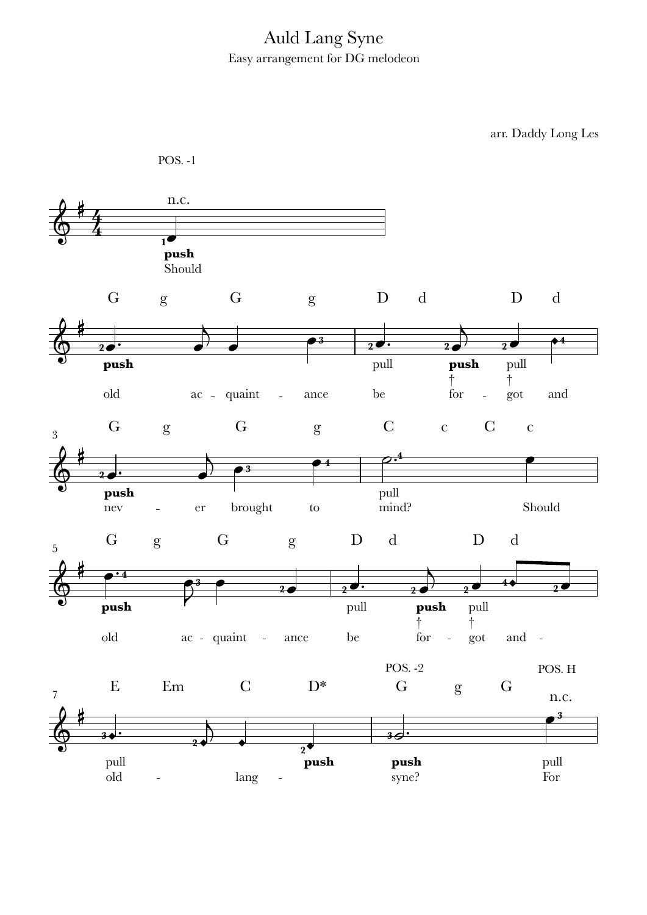# Auld Lang Syne

Easy arrangement for DG melodeon

arr. Daddy Long Les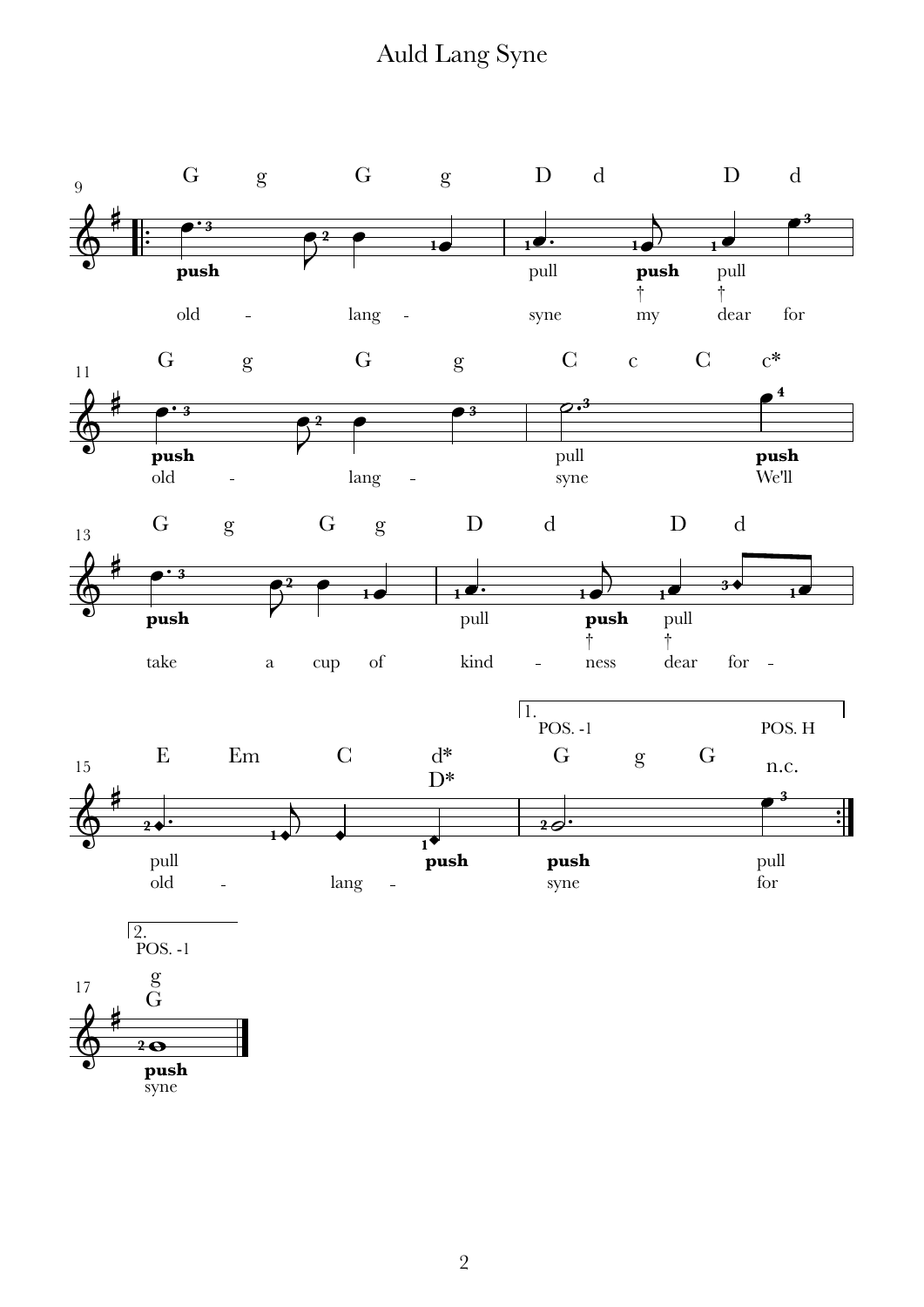# Auld Lang Syne